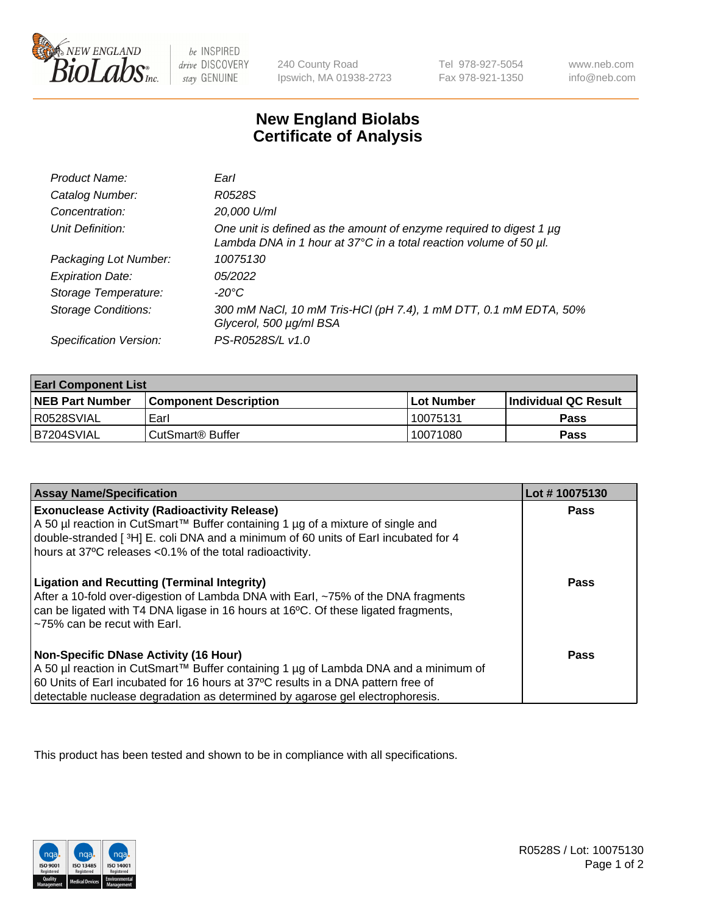# New England Biolabs Certificate of Analysis

| | |
|---|---|
| *Product Name:* | *EarI* |
| *Catalog Number:* | *R0528S* |
| *Concentration:* | *20,000 U/ml* |
| *Unit Definition:* | *One unit is defined as the amount of enzyme required to digest 1 µg Lambda DNA in 1 hour at 37°C in a total reaction volume of 50 µl.* |
| *Packaging Lot Number:* | *10075130* |
| *Expiration Date:* | *05/2022* |
| *Storage Temperature:* | *-20°C* |
| *Storage Conditions:* | *300 mM NaCl, 10 mM Tris-HCl (pH 7.4), 1 mM DTT, 0.1 mM EDTA, 50% Glycerol, 500 µg/ml BSA* |
| *Specification Version:* | *PS-R0528S/L v1.0* |

| **EarI Component List** | | | |
|---|---|---|---|
| **NEB Part Number** | **Component Description** | **Lot Number** | **Individual QC Result** |
| R0528SVIAL | EarI | 10075131 | **Pass** |
| B7204SVIAL | CutSmart® Buffer | 10071080 | **Pass** |

| **Assay Name/Specification** | **Lot # 10075130** |
|---|---|
| **Exonuclease Activity (Radioactivity Release)** A 50 µl reaction in CutSmart™ Buffer containing 1 µg of a mixture of single and double-stranded [ $^3$H] E. coli DNA and a minimum of 60 units of EarI incubated for 4 hours at 37ºC releases <0.1% of the total radioactivity. | **Pass** |
| **Ligation and Recutting (Terminal Integrity)** After a 10-fold over-digestion of Lambda DNA with EarI, ~75% of the DNA fragments can be ligated with T4 DNA ligase in 16 hours at 16ºC. Of these ligated fragments, ~75% can be recut with EarI. | **Pass** |
| **Non-Specific DNase Activity (16 Hour)** A 50 µl reaction in CutSmart™ Buffer containing 1 µg of Lambda DNA and a minimum of 60 Units of EarI incubated for 16 hours at 37ºC results in a DNA pattern free of detectable nuclease degradation as determined by agarose gel electrophoresis. | **Pass** |

This product has been tested and shown to be in compliance with all specifications.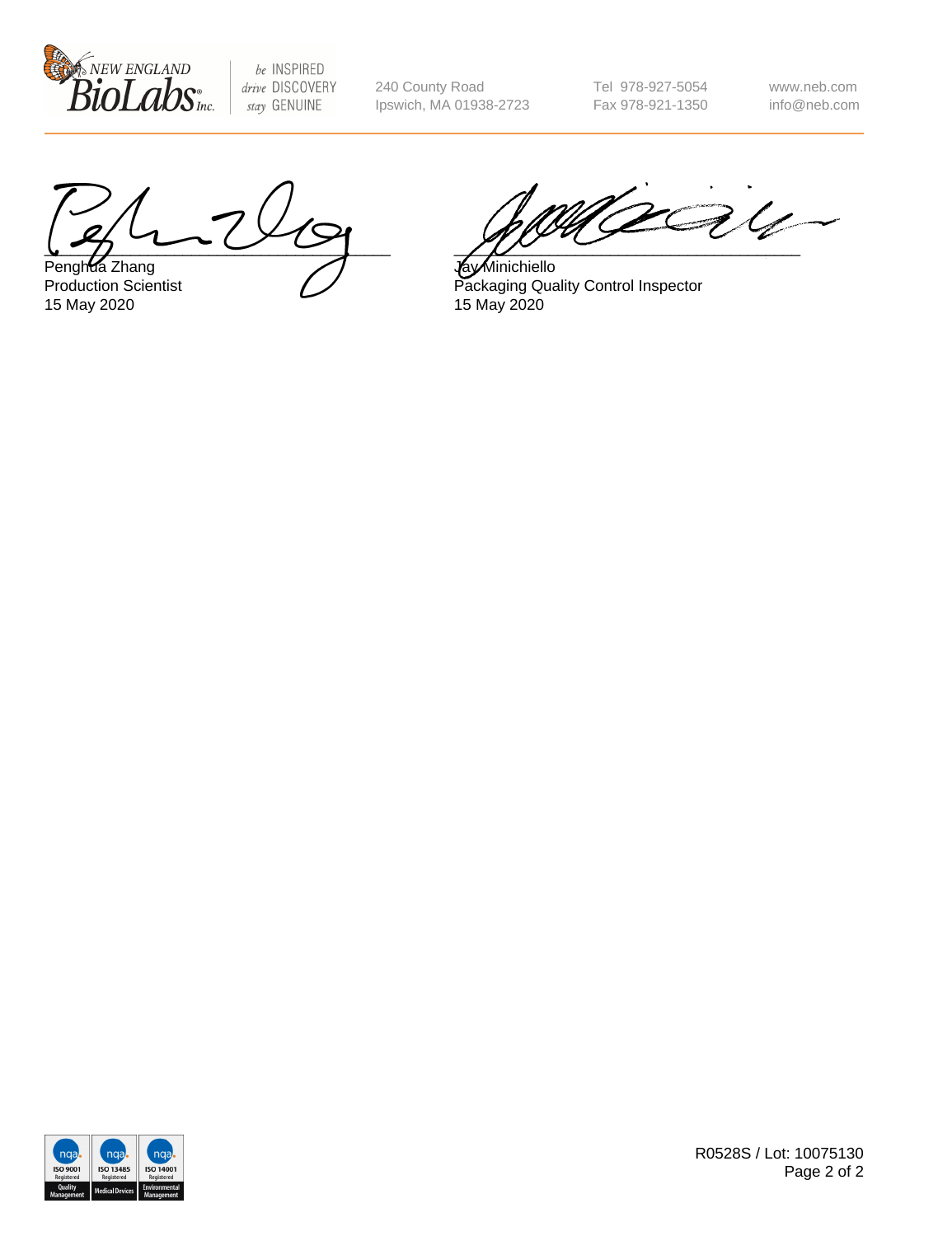240 County Road
Ipswich, MA 01938-2723

Tel 978-927-5054
Fax 978-921-1350

www.neb.com
info@neb.com

Penghua Zhang
Production Scientist
15 May 2020

Jay Minichiello
Packaging Quality Control Inspector
15 May 2020

R0528S / Lot: 10075130